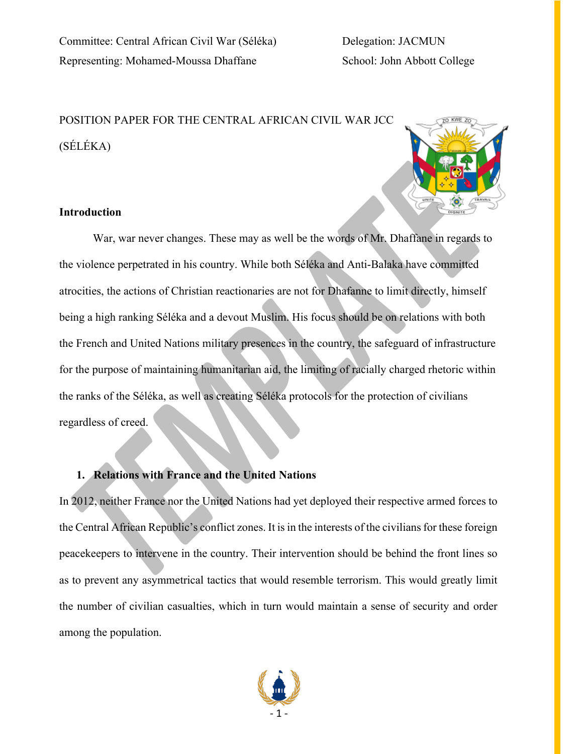Committee: Central African Civil War (Séléka)

Representing: Mohamed-Moussa Dhaffane

Delegation: JACMUN

School: John Abbott College

POSITION PAPER FOR THE CENTRAL AFRICAN CIVIL WAR JCC (SÉLÉKA)

**Introduction**

War, war never changes. These may as well be the words of Mr. Dhaffane in regards to the violence perpetrated in his country. While both Séléka and Anti-Balaka have committed atrocities, the actions of Christian reactionaries are not for Dhafanne to limit directly, himself being a high ranking Séléka and a devout Muslim. His focus should be on relations with both the French and United Nations military presences in the country, the safeguard of infrastructure for the purpose of maintaining humanitarian aid, the limiting of racially charged rhetoric within the ranks of the Séléka, as well as creating Séléka protocols for the protection of civilians regardless of creed.

1. **Relations with France and the United Nations**

In 2012, neither France nor the United Nations had yet deployed their respective armed forces to the Central African Republic's conflict zones. It is in the interests of the civilians for these foreign peacekeepers to intervene in the country. Their intervention should be behind the front lines so as to prevent any asymmetrical tactics that would resemble terrorism. This would greatly limit the number of civilian casualties, which in turn would maintain a sense of security and order among the population.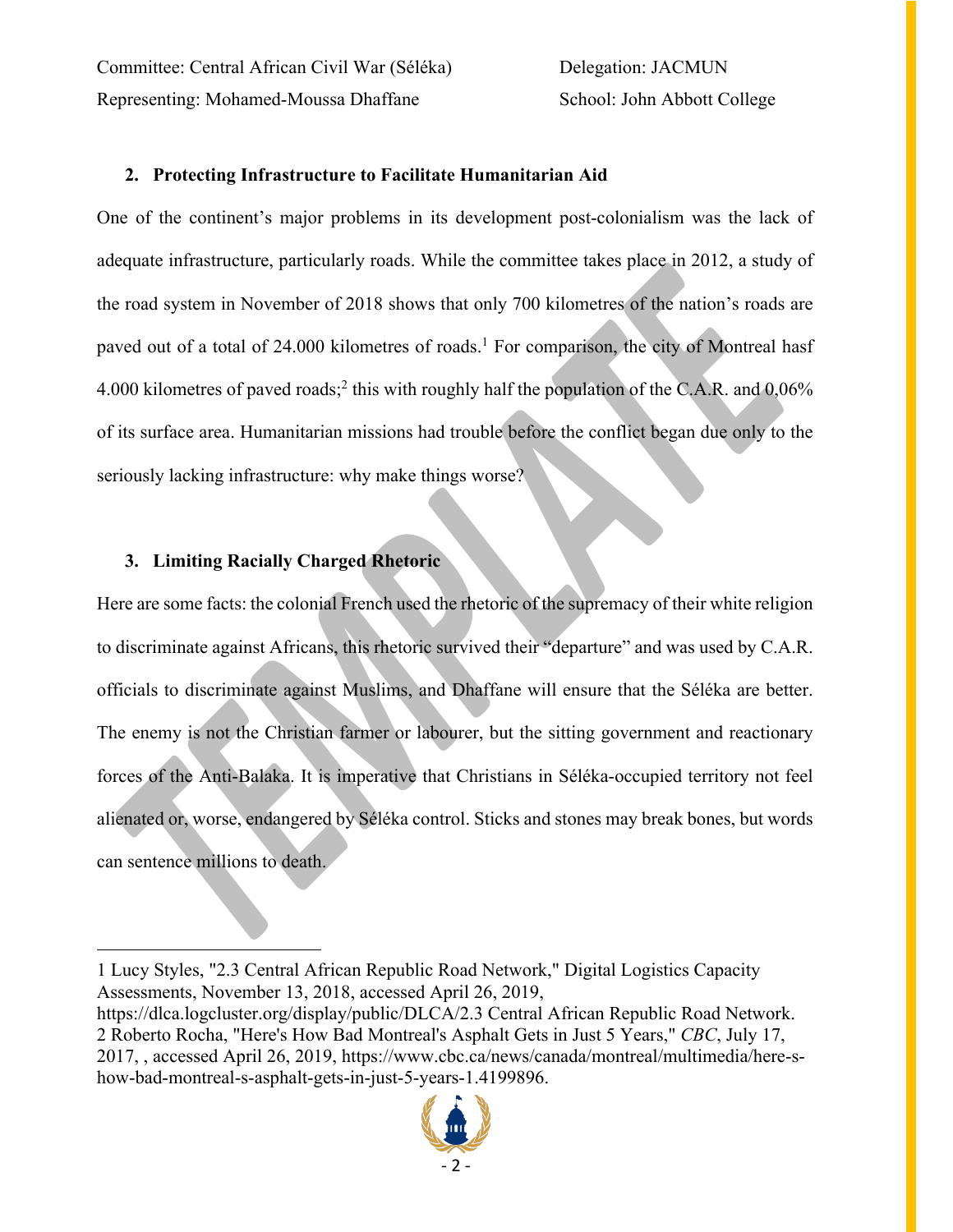Committee: Central African Civil War (Séléka)
Representing: Mohamed-Moussa Dhaffane

Delegation: JACMUN
School: John Abbott College

## 2. Protecting Infrastructure to Facilitate Humanitarian Aid

One of the continent's major problems in its development post-colonialism was the lack of adequate infrastructure, particularly roads. While the committee takes place in 2012, a study of the road system in November of 2018 shows that only 700 kilometres of the nation's roads are paved out of a total of 24.000 kilometres of roads.[1] For comparison, the city of Montreal hasf 4.000 kilometres of paved roads;[2] this with roughly half the population of the C.A.R. and 0,06% of its surface area. Humanitarian missions had trouble before the conflict began due only to the seriously lacking infrastructure: why make things worse?

## 3. Limiting Racially Charged Rhetoric

Here are some facts: the colonial French used the rhetoric of the supremacy of their white religion to discriminate against Africans, this rhetoric survived their "departure" and was used by C.A.R. officials to discriminate against Muslims, and Dhaffane will ensure that the Séléka are better. The enemy is not the Christian farmer or labourer, but the sitting government and reactionary forces of the Anti-Balaka. It is imperative that Christians in Séléka-occupied territory not feel alienated or, worse, endangered by Séléka control. Sticks and stones may break bones, but words can sentence millions to death.

---

1 Lucy Styles, "2.3 Central African Republic Road Network," Digital Logistics Capacity Assessments, November 13, 2018, accessed April 26, 2019, https://dlca.logcluster.org/display/public/DLCA/2.3 Central African Republic Road Network.

2 Roberto Rocha, "Here's How Bad Montreal's Asphalt Gets in Just 5 Years," *CBC*, July 17, 2017, , accessed April 26, 2019, https://www.cbc.ca/news/canada/montreal/multimedia/here-s-how-bad-montreal-s-asphalt-gets-in-just-5-years-1.4199896.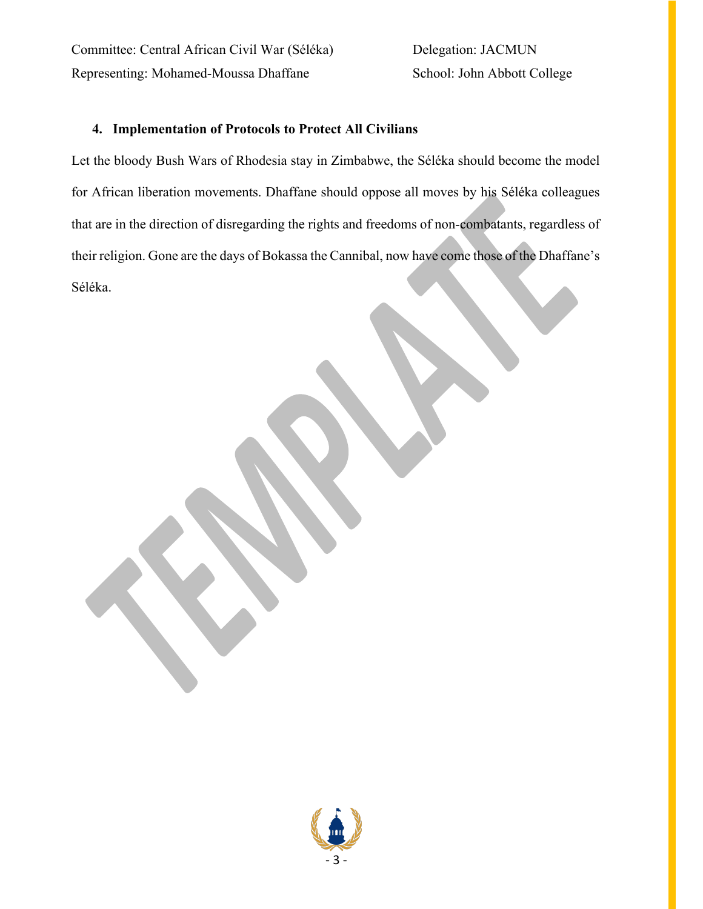### 4. Implementation of Protocols to Protect All Civilians

Let the bloody Bush Wars of Rhodesia stay in Zimbabwe, the Séléka should become the model for African liberation movements. Dhaffane should oppose all moves by his Séléka colleagues that are in the direction of disregarding the rights and freedoms of non-combatants, regardless of their religion. Gone are the days of Bokassa the Cannibal, now have come those of the Dhaffane's Séléka.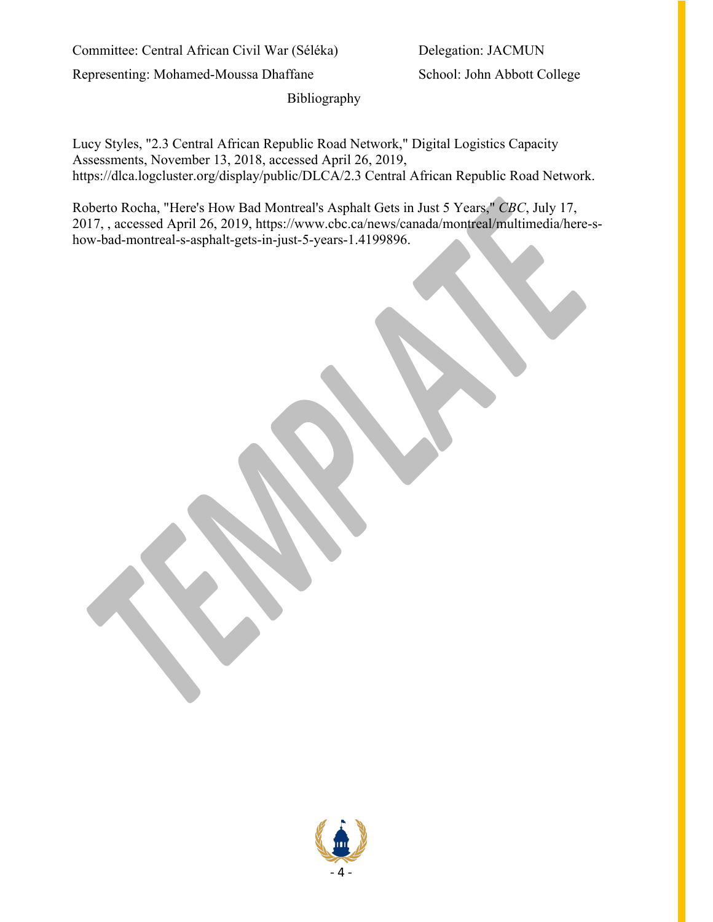Committee: Central African Civil War (Séléka)

Delegation: JACMUN

Representing: Mohamed-Moussa Dhaffane

School: John Abbott College

Bibliography

Lucy Styles, "2.3 Central African Republic Road Network," Digital Logistics Capacity Assessments, November 13, 2018, accessed April 26, 2019, https://dlca.logcluster.org/display/public/DLCA/2.3 Central African Republic Road Network.

Roberto Rocha, "Here's How Bad Montreal's Asphalt Gets in Just 5 Years," *CBC*, July 17, 2017, , accessed April 26, 2019, https://www.cbc.ca/news/canada/montreal/multimedia/here-s-how-bad-montreal-s-asphalt-gets-in-just-5-years-1.4199896.